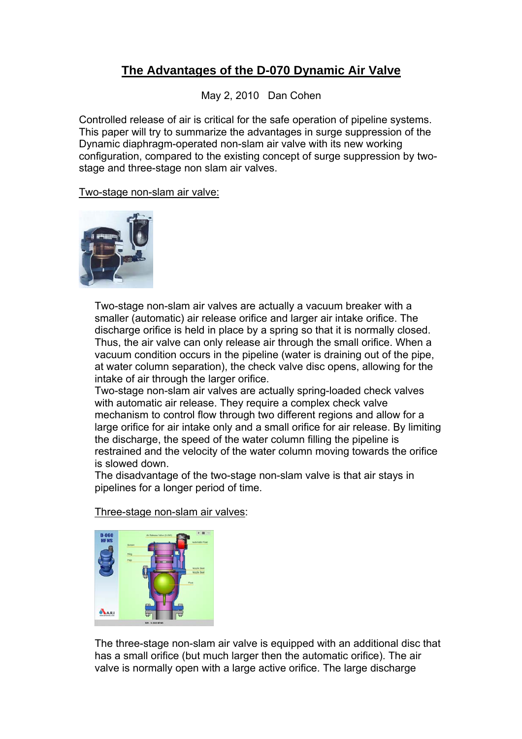# The Advantages of the D-070 Dynamic Air Valve

May 2, 2010 Dan Cohen

Controlled release of air is critical for the safe operation of pipeline systems. This paper will try to summarize the advantages in surge suppression of the Dynamic diaphragm-operated non-slam air valve with its new working configuration, compared to the existing concept of surge suppression by two-stage and three-stage non slam air valves.

## Two-stage non-slam air valve:

Two-stage non-slam air valves are actually a vacuum breaker with a smaller (automatic) air release orifice and larger air intake orifice. The discharge orifice is held in place by a spring so that it is normally closed. Thus, the air valve can only release air through the small orifice. When a vacuum condition occurs in the pipeline (water is draining out of the pipe, at water column separation), the check valve disc opens, allowing for the intake of air through the larger orifice.

Two-stage non-slam air valves are actually spring-loaded check valves with automatic air release. They require a complex check valve mechanism to control flow through two different regions and allow for a large orifice for air intake only and a small orifice for air release. By limiting the discharge, the speed of the water column filling the pipeline is restrained and the velocity of the water column moving towards the orifice is slowed down.

The disadvantage of the two-stage non-slam valve is that air stays in pipelines for a longer period of time.

## Three-stage non-slam air valves:

The three-stage non-slam air valve is equipped with an additional disc that has a small orifice (but much larger then the automatic orifice). The air valve is normally open with a large active orifice. The large discharge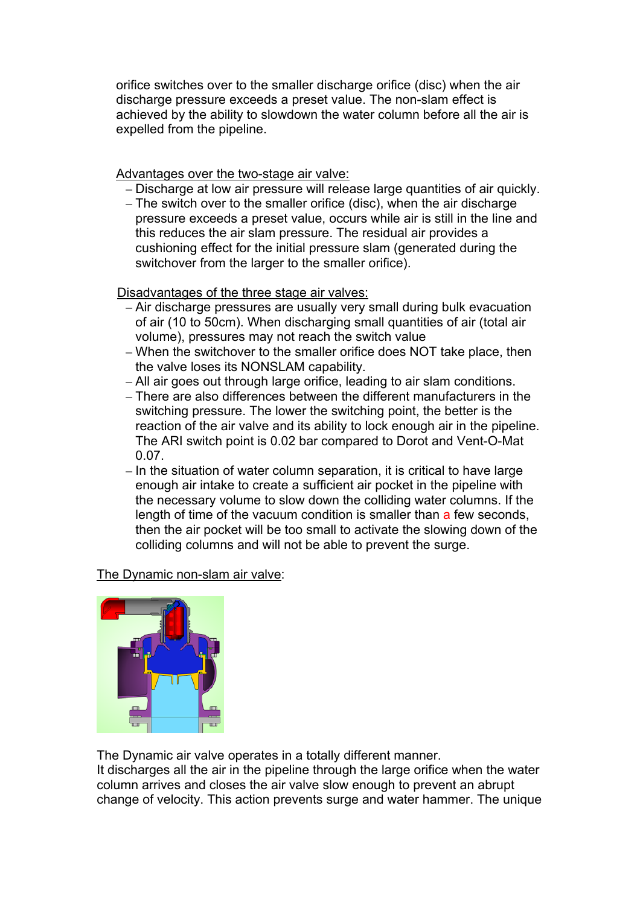orifice switches over to the smaller discharge orifice (disc) when the air discharge pressure exceeds a preset value. The non-slam effect is achieved by the ability to slowdown the water column before all the air is expelled from the pipeline.

Advantages over the two-stage air valve:

- Discharge at low air pressure will release large quantities of air quickly.
- The switch over to the smaller orifice (disc), when the air discharge pressure exceeds a preset value, occurs while air is still in the line and this reduces the air slam pressure. The residual air provides a cushioning effect for the initial pressure slam (generated during the switchover from the larger to the smaller orifice).

Disadvantages of the three stage air valves:

- Air discharge pressures are usually very small during bulk evacuation of air (10 to 50cm). When discharging small quantities of air (total air volume), pressures may not reach the switch value
- When the switchover to the smaller orifice does NOT take place, then the valve loses its NONSLAM capability.
- All air goes out through large orifice, leading to air slam conditions.
- There are also differences between the different manufacturers in the switching pressure. The lower the switching point, the better is the reaction of the air valve and its ability to lock enough air in the pipeline. The ARI switch point is 0.02 bar compared to Dorot and Vent-O-Mat 0.07.
- In the situation of water column separation, it is critical to have large enough air intake to create a sufficient air pocket in the pipeline with the necessary volume to slow down the colliding water columns. If the length of time of the vacuum condition is smaller than a few seconds, then the air pocket will be too small to activate the slowing down of the colliding columns and will not be able to prevent the surge.

The Dynamic non-slam air valve:

The Dynamic air valve operates in a totally different manner.
It discharges all the air in the pipeline through the large orifice when the water column arrives and closes the air valve slow enough to prevent an abrupt change of velocity. This action prevents surge and water hammer. The unique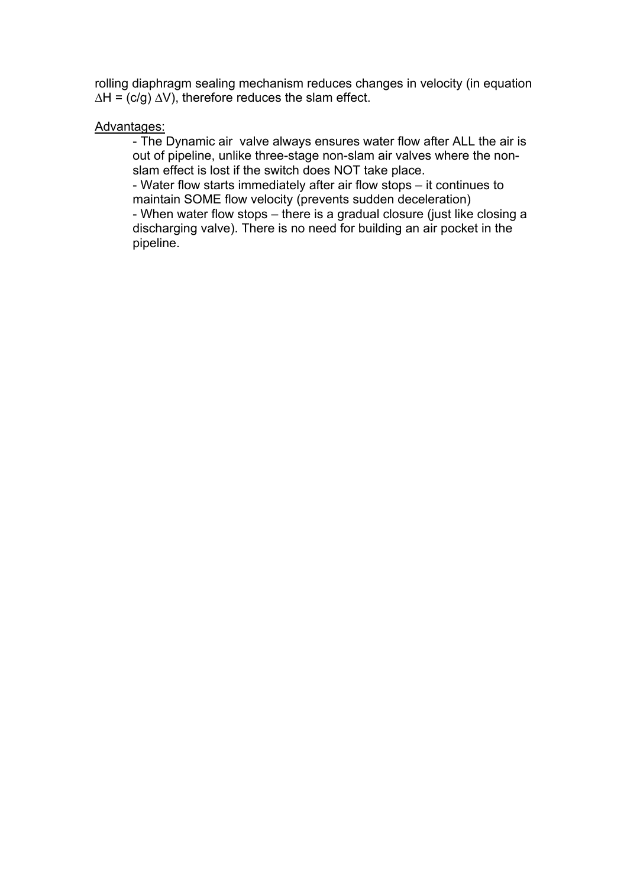rolling diaphragm sealing mechanism reduces changes in velocity (in equation $\Delta H = (c/g)\ \Delta V$), therefore reduces the slam effect.

<u>Advantages:</u>

- The Dynamic air valve always ensures water flow after ALL the air is out of pipeline, unlike three-stage non-slam air valves where the non-slam effect is lost if the switch does NOT take place.
- Water flow starts immediately after air flow stops – it continues to maintain SOME flow velocity (prevents sudden deceleration)
- When water flow stops – there is a gradual closure (just like closing a discharging valve). There is no need for building an air pocket in the pipeline.